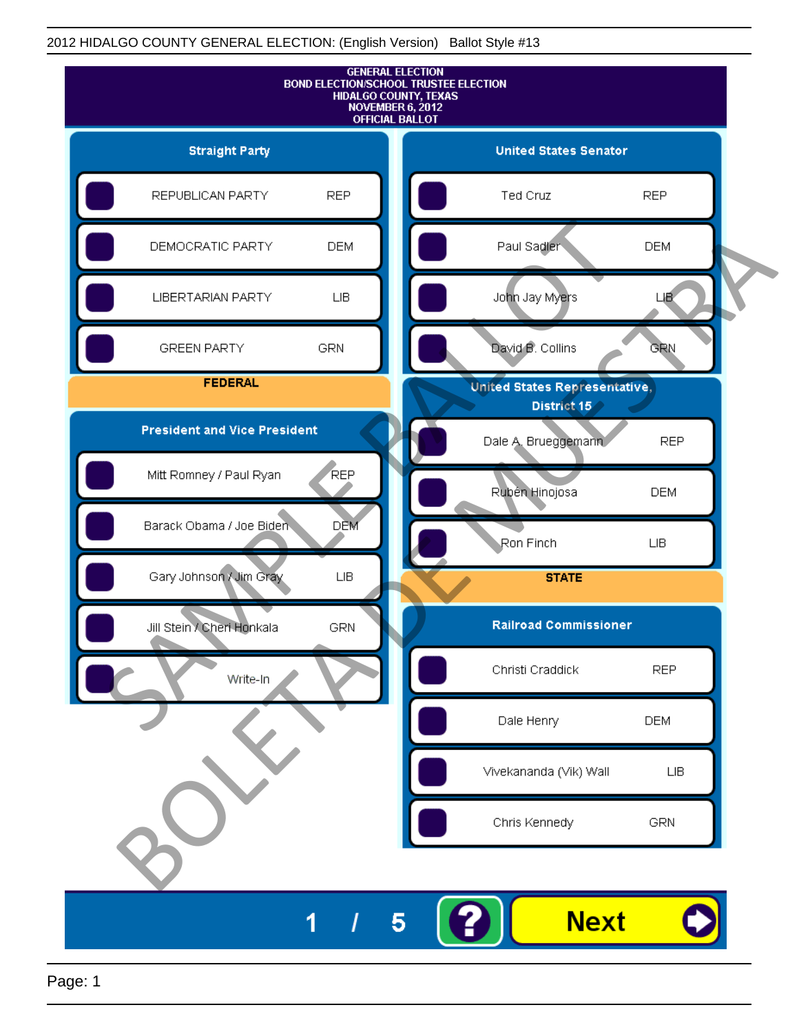2012 HIDALGO COUNTY GENERAL ELECTION: (English Version) Ballot Style #13

# GENERAL ELECTION
# BOND ELECTION/SCHOOL TRUSTEE ELECTION
# HIDALGO COUNTY, TEXAS
# NOVEMBER 6, 2012
# OFFICIAL BALLOT

## Straight Party

| Candidate | Party |
|---|---|
| REPUBLICAN PARTY | REP |
| DEMOCRATIC PARTY | DEM |
| LIBERTARIAN PARTY | LIB |
| GREEN PARTY | GRN |

## FEDERAL

### President and Vice President

| Candidate | Party |
|---|---|
| Mitt Romney / Paul Ryan | REP |
| Barack Obama / Joe Biden | DEM |
| Gary Johnson / Jim Gray | LIB |
| Jill Stein / Cheri Honkala | GRN |
| Write-In | |

### United States Senator

| Candidate | Party |
|---|---|
| Ted Cruz | REP |
| Paul Sadler | DEM |
| John Jay Myers | LIB |
| David B. Collins | GRN |

### United States Representative, District 15

| Candidate | Party |
|---|---|
| Dale A. Brueggemann | REP |
| Rubén Hinojosa | DEM |
| Ron Finch | LIB |

## STATE

### Railroad Commissioner

| Candidate | Party |
|---|---|
| Christi Craddick | REP |
| Dale Henry | DEM |
| Vivekananda (Vik) Wall | LIB |
| Chris Kennedy | GRN |

SAMPLE BALLOT BOLETA DE MUESTRA

1 / 5 ? Next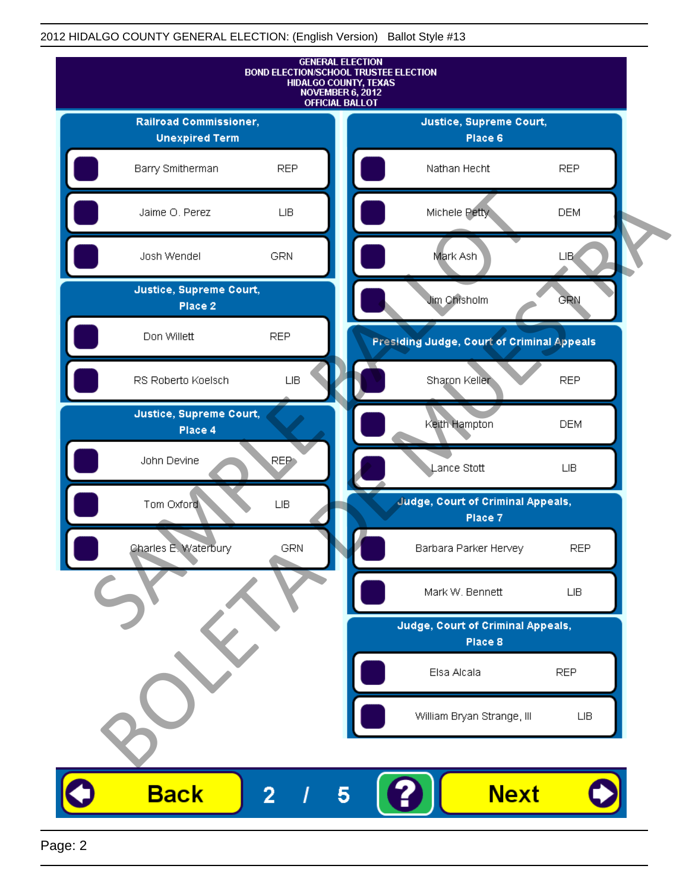2012 HIDALGO COUNTY GENERAL ELECTION: (English Version) Ballot Style #13

# GENERAL ELECTION
## BOND ELECTION/SCHOOL TRUSTEE ELECTION
## HIDALGO COUNTY, TEXAS
## NOVEMBER 6, 2012
## OFFICIAL BALLOT

### Railroad Commissioner, Unexpired Term

| Candidate | Party |
|---|---|
| Barry Smitherman | REP |
| Jaime O. Perez | LIB |
| Josh Wendel | GRN |

### Justice, Supreme Court, Place 2

| Candidate | Party |
|---|---|
| Don Willett | REP |
| RS Roberto Koelsch | LIB |

### Justice, Supreme Court, Place 4

| Candidate | Party |
|---|---|
| John Devine | REP |
| Tom Oxford | LIB |
| Charles E. Waterbury | GRN |

### Justice, Supreme Court, Place 6

| Candidate | Party |
|---|---|
| Nathan Hecht | REP |
| Michele Petty | DEM |
| Mark Ash | LIB |
| Jim Chisholm | GRN |

### Presiding Judge, Court of Criminal Appeals

| Candidate | Party |
|---|---|
| Sharon Keller | REP |
| Keith Hampton | DEM |
| Lance Stott | LIB |

### Judge, Court of Criminal Appeals, Place 7

| Candidate | Party |
|---|---|
| Barbara Parker Hervey | REP |
| Mark W. Bennett | LIB |

### Judge, Court of Criminal Appeals, Place 8

| Candidate | Party |
|---|---|
| Elsa Alcala | REP |
| William Bryan Strange, III | LIB |

SAMPLE BALLOT
BOLETA DE MUESTRA

Back 2 / 5 ? Next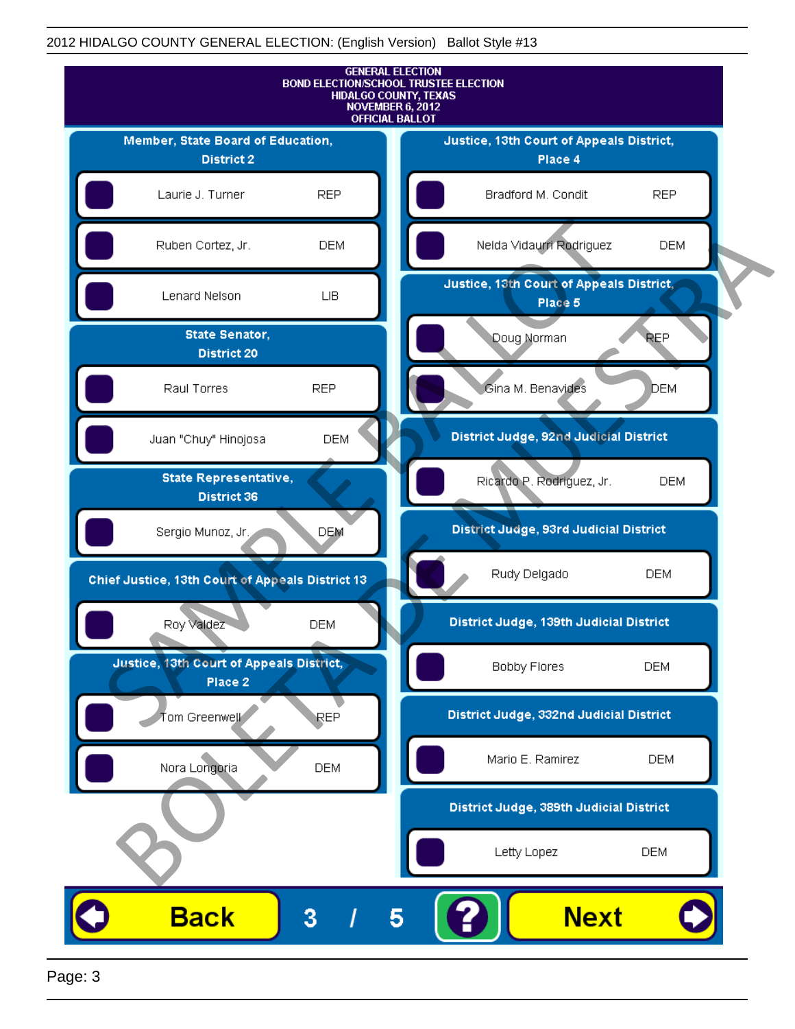2012 HIDALGO COUNTY GENERAL ELECTION: (English Version) Ballot Style #13

GENERAL ELECTION
BOND ELECTION/SCHOOL TRUSTEE ELECTION
HIDALGO COUNTY, TEXAS
NOVEMBER 6, 2012
OFFICIAL BALLOT

## Member, State Board of Education, District 2

| Candidate | Party |
|---|---|
| Laurie J. Turner | REP |
| Ruben Cortez, Jr. | DEM |
| Lenard Nelson | LIB |

## State Senator, District 20

| Candidate | Party |
|---|---|
| Raul Torres | REP |
| Juan "Chuy" Hinojosa | DEM |

## State Representative, District 36

| Candidate | Party |
|---|---|
| Sergio Munoz, Jr. | DEM |

## Chief Justice, 13th Court of Appeals District 13

| Candidate | Party |
|---|---|
| Roy Valdez | DEM |

## Justice, 13th Court of Appeals District, Place 2

| Candidate | Party |
|---|---|
| Tom Greenwell | REP |
| Nora Longoria | DEM |

## Justice, 13th Court of Appeals District, Place 4

| Candidate | Party |
|---|---|
| Bradford M. Condit | REP |
| Nelda Vidaurri Rodriguez | DEM |

## Justice, 13th Court of Appeals District, Place 5

| Candidate | Party |
|---|---|
| Doug Norman | REP |
| Gina M. Benavides | DEM |

## District Judge, 92nd Judicial District

| Candidate | Party |
|---|---|
| Ricardo P. Rodriguez, Jr. | DEM |

## District Judge, 93rd Judicial District

| Candidate | Party |
|---|---|
| Rudy Delgado | DEM |

## District Judge, 139th Judicial District

| Candidate | Party |
|---|---|
| Bobby Flores | DEM |

## District Judge, 332nd Judicial District

| Candidate | Party |
|---|---|
| Mario E. Ramirez | DEM |

## District Judge, 389th Judicial District

| Candidate | Party |
|---|---|
| Letty Lopez | DEM |

SAMPLE BALLOT
BOLETA DE MUESTRA

Back 3 / 5 ? Next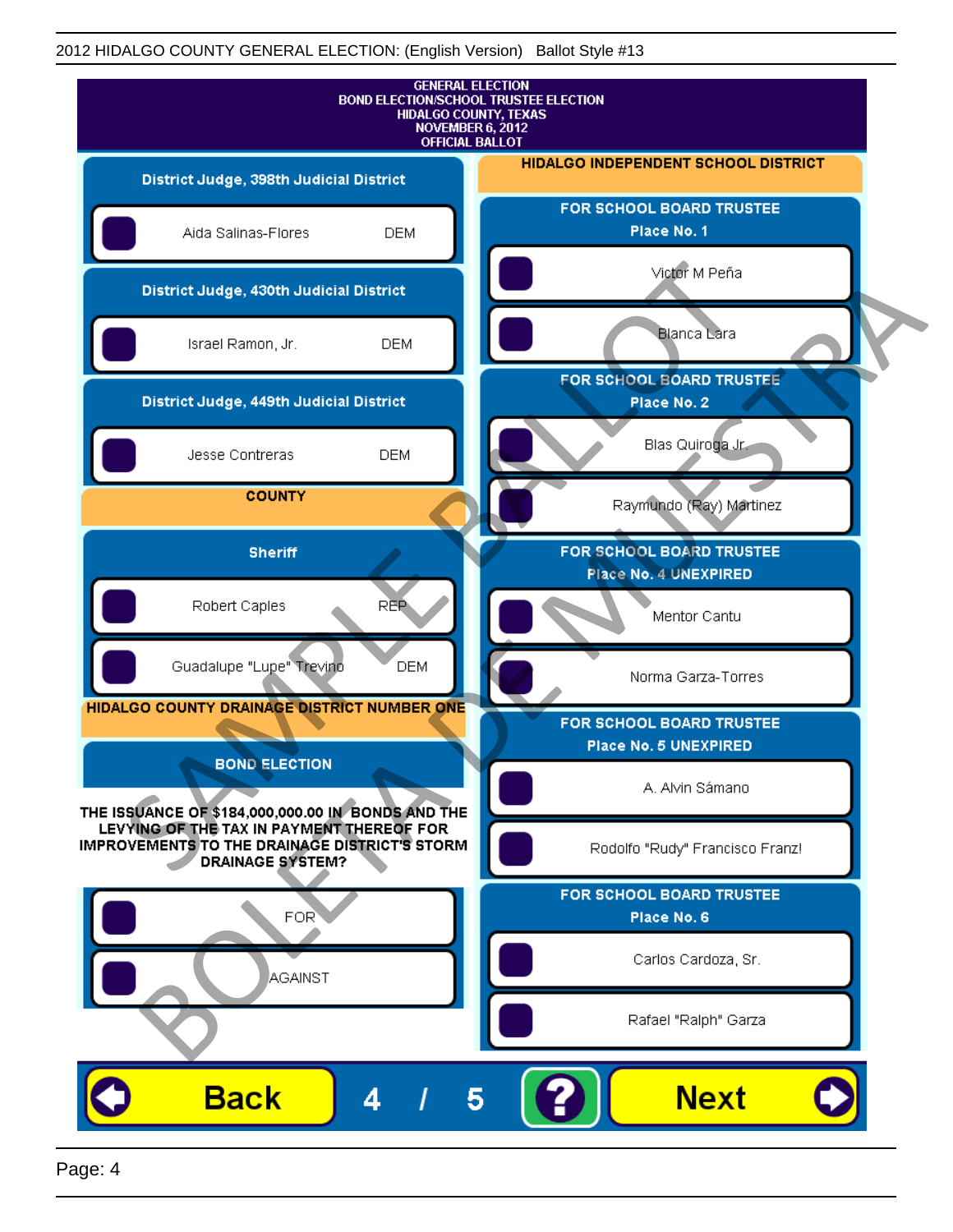GENERAL ELECTION
BOND ELECTION/SCHOOL TRUSTEE ELECTION
HIDALGO COUNTY, TEXAS
NOVEMBER 6, 2012
OFFICIAL BALLOT

### District Judge, 398th Judicial District

- Aida Salinas-Flores DEM

### District Judge, 430th Judicial District

- Israel Ramon, Jr. DEM

### District Judge, 449th Judicial District

- Jesse Contreras DEM

## COUNTY

### Sheriff

- Robert Caples REP
- Guadalupe "Lupe" Trevino DEM

## HIDALGO COUNTY DRAINAGE DISTRICT NUMBER ONE

### BOND ELECTION

**THE ISSUANCE OF $184,000,000.00 IN BONDS AND THE LEVYING OF THE TAX IN PAYMENT THEREOF FOR IMPROVEMENTS TO THE DRAINAGE DISTRICT'S STORM DRAINAGE SYSTEM?**

- FOR
- AGAINST

## HIDALGO INDEPENDENT SCHOOL DISTRICT

### FOR SCHOOL BOARD TRUSTEE Place No. 1

- Victor M Peña
- Blanca Lara

### FOR SCHOOL BOARD TRUSTEE Place No. 2

- Blas Quiroga Jr.
- Raymundo (Ray) Martinez

### FOR SCHOOL BOARD TRUSTEE Place No. 4 UNEXPIRED

- Mentor Cantu
- Norma Garza-Torres

### FOR SCHOOL BOARD TRUSTEE Place No. 5 UNEXPIRED

- A. Alvin Sámano
- Rodolfo "Rudy" Francisco Franz!

### FOR SCHOOL BOARD TRUSTEE Place No. 6

- Carlos Cardoza, Sr.
- Rafael "Ralph" Garza

SAMPLE BALLOT BOLETA DE MUESTRA

Back 4 / 5 ? Next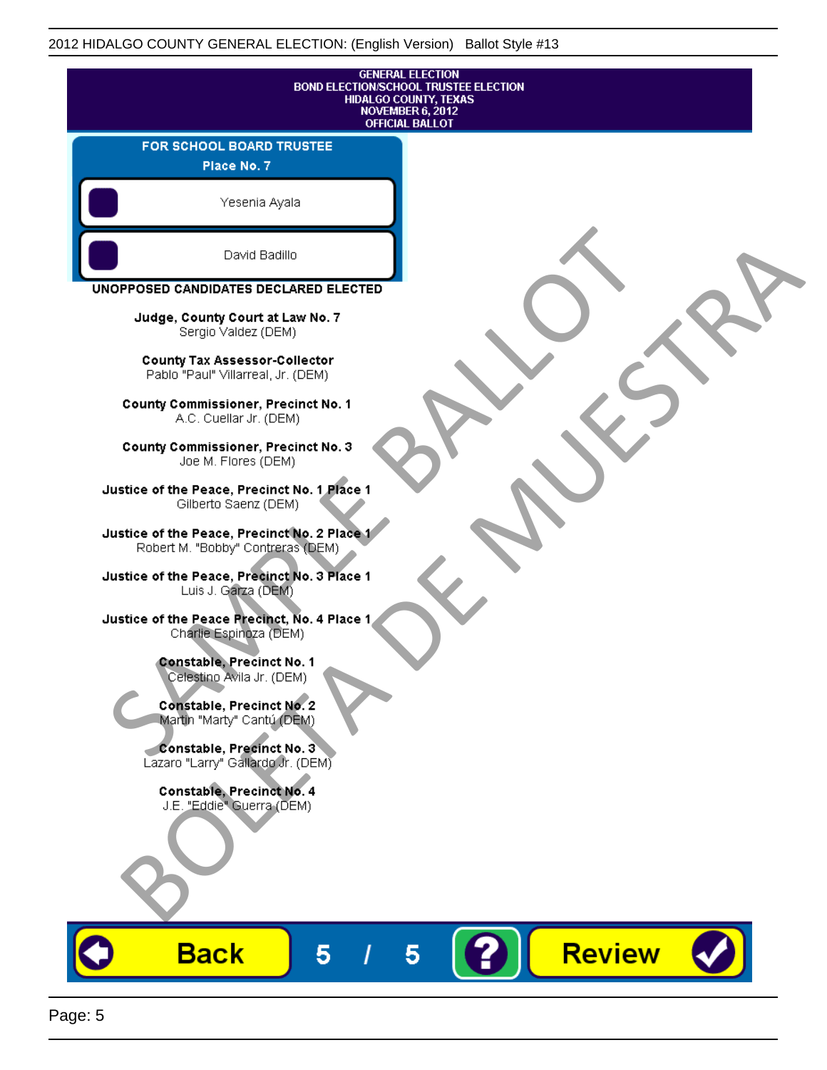GENERAL ELECTION
BOND ELECTION/SCHOOL TRUSTEE ELECTION
HIDALGO COUNTY, TEXAS
NOVEMBER 6, 2012
OFFICIAL BALLOT

**FOR SCHOOL BOARD TRUSTEE**
**Place No. 7**

- Yesenia Ayala
- David Badillo

**UNOPPOSED CANDIDATES DECLARED ELECTED**

**Judge, County Court at Law No. 7**
Sergio Valdez (DEM)

**County Tax Assessor-Collector**
Pablo "Paul" Villarreal, Jr. (DEM)

**County Commissioner, Precinct No. 1**
A.C. Cuellar Jr. (DEM)

**County Commissioner, Precinct No. 3**
Joe M. Flores (DEM)

**Justice of the Peace, Precinct No. 1 Place 1**
Gilberto Saenz (DEM)

**Justice of the Peace, Precinct No. 2 Place 1**
Robert M. "Bobby" Contreras (DEM)

**Justice of the Peace, Precinct No. 3 Place 1**
Luis J. Garza (DEM)

**Justice of the Peace Precinct, No. 4 Place 1**
Charlie Espinoza (DEM)

**Constable, Precinct No. 1**
Celestino Avila Jr. (DEM)

**Constable, Precinct No. 2**
Martin "Marty" Cantú (DEM)

**Constable, Precinct No. 3**
Lazaro "Larry" Gallardo Jr. (DEM)

**Constable, Precinct No. 4**
J.E. "Eddie" Guerra (DEM)

SAMPLE BALLOT
BOLETA DE MUESTRA

Back 5 / 5 ? Review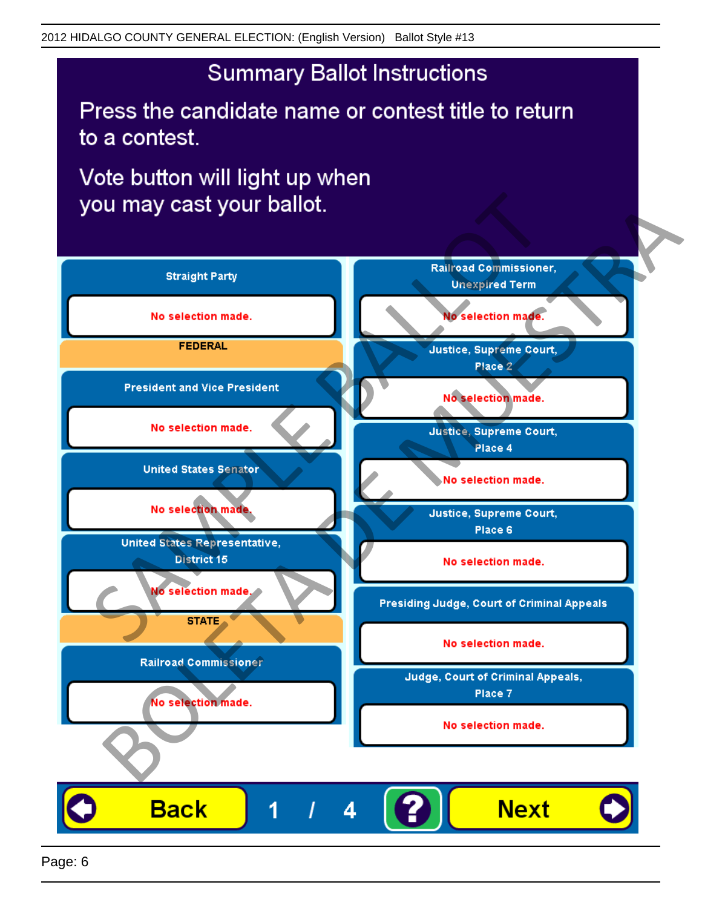2012 HIDALGO COUNTY GENERAL ELECTION: (English Version) Ballot Style #13

# Summary Ballot Instructions

Press the candidate name or contest title to return to a contest.

Vote button will light up when you may cast your ballot.

**Straight Party**

No selection made.

**FEDERAL**

**President and Vice President**

No selection made.

**United States Senator**

No selection made.

**United States Representative, District 15**

No selection made.

**STATE**

**Railroad Commissioner**

No selection made.

**Railroad Commissioner, Unexpired Term**

No selection made.

**Justice, Supreme Court, Place 2**

No selection made.

**Justice, Supreme Court, Place 4**

No selection made.

**Justice, Supreme Court, Place 6**

No selection made.

**Presiding Judge, Court of Criminal Appeals**

No selection made.

**Judge, Court of Criminal Appeals, Place 7**

No selection made.

Back 1 / 4 ? Next

SAMPLE BALLOT BOLETA DE MUESTRA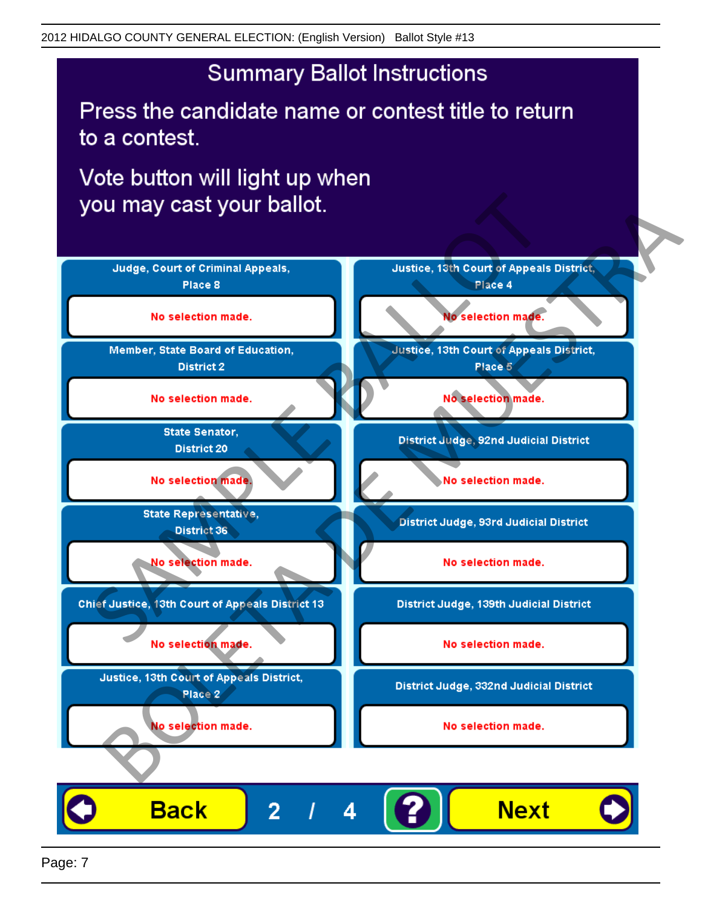# Summary Ballot Instructions

Press the candidate name or contest title to return to a contest.

Vote button will light up when you may cast your ballot.

| Contest | Selection |
| --- | --- |
| Judge, Court of Criminal Appeals, Place 8 | No selection made. |
| Member, State Board of Education, District 2 | No selection made. |
| State Senator, District 20 | No selection made. |
| State Representative, District 36 | No selection made. |
| Chief Justice, 13th Court of Appeals District 13 | No selection made. |
| Justice, 13th Court of Appeals District, Place 2 | No selection made. |
| Justice, 13th Court of Appeals District, Place 4 | No selection made. |
| Justice, 13th Court of Appeals District, Place 5 | No selection made. |
| District Judge, 92nd Judicial District | No selection made. |
| District Judge, 93rd Judicial District | No selection made. |
| District Judge, 139th Judicial District | No selection made. |
| District Judge, 332nd Judicial District | No selection made. |

Back 2 / 4 ? Next

SAMPLE BALLOT BOLETA DE MUESTRA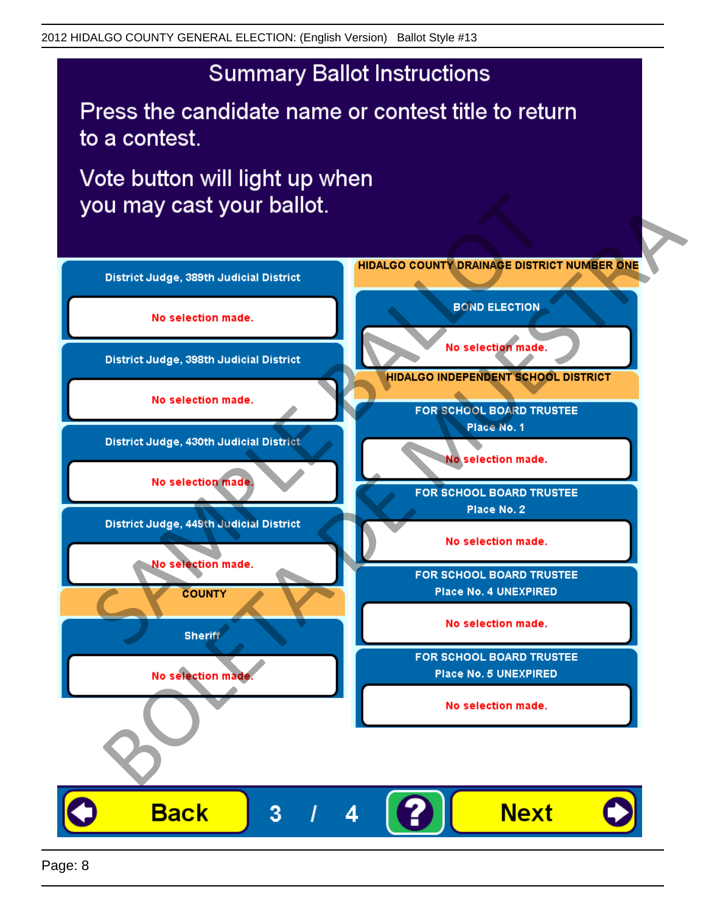2012 HIDALGO COUNTY GENERAL ELECTION: (English Version) Ballot Style #13

# Summary Ballot Instructions

Press the candidate name or contest title to return to a contest.

Vote button will light up when you may cast your ballot.

**District Judge, 389th Judicial District**

No selection made.

**District Judge, 398th Judicial District**

No selection made.

**District Judge, 430th Judicial District**

No selection made.

**District Judge, 449th Judicial District**

No selection made.

**COUNTY**

**Sheriff**

No selection made.

**HIDALGO COUNTY DRAINAGE DISTRICT NUMBER ONE**

**BOND ELECTION**

No selection made.

**HIDALGO INDEPENDENT SCHOOL DISTRICT**

**FOR SCHOOL BOARD TRUSTEE Place No. 1**

No selection made.

**FOR SCHOOL BOARD TRUSTEE Place No. 2**

No selection made.

**FOR SCHOOL BOARD TRUSTEE Place No. 4 UNEXPIRED**

No selection made.

**FOR SCHOOL BOARD TRUSTEE Place No. 5 UNEXPIRED**

No selection made.

SAMPLE BALLOT BOLETA DE MUESTRA

Back 3 / 4 ? Next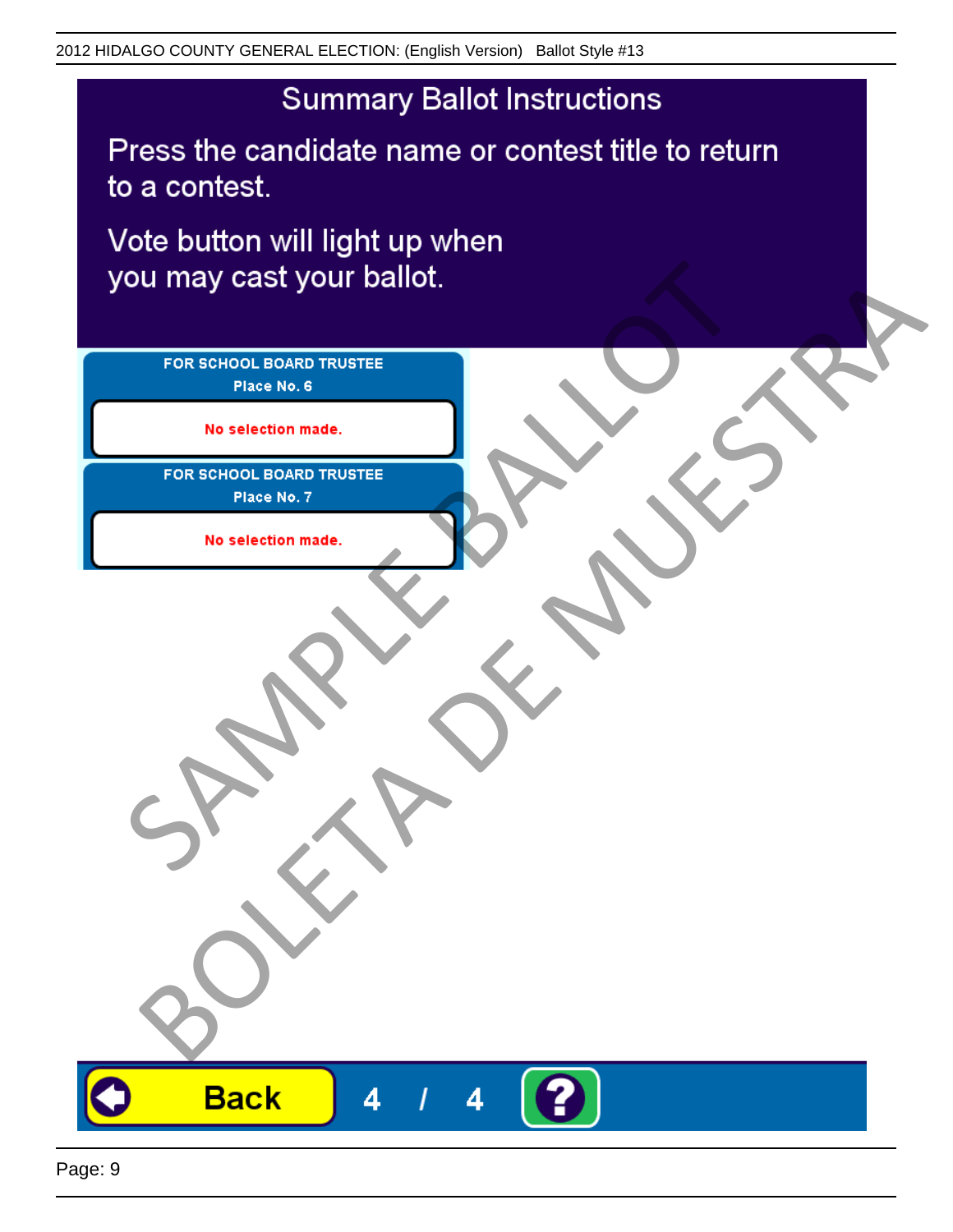# Summary Ballot Instructions

Press the candidate name or contest title to return to a contest.

Vote button will light up when you may cast your ballot.

**FOR SCHOOL BOARD TRUSTEE**
**Place No. 6**

No selection made.

**FOR SCHOOL BOARD TRUSTEE**
**Place No. 7**

No selection made.

SAMPLE BALLOT
BOLETA DE MUESTRA

Back

4 / 4

?